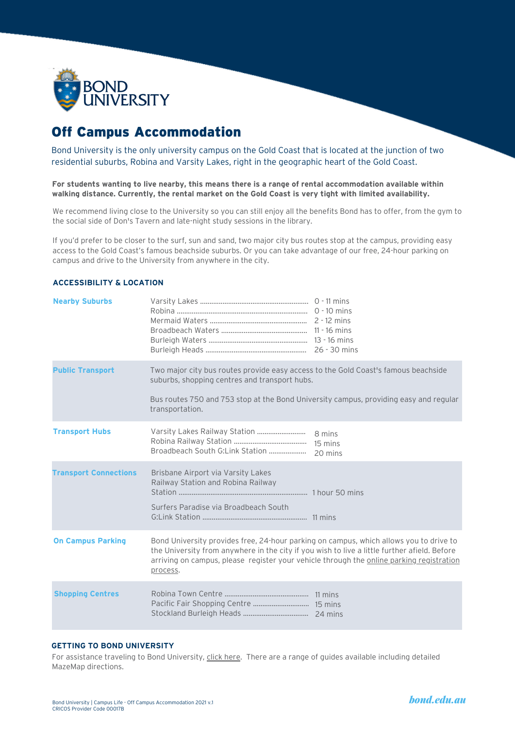# Off Campus Accommodation

Bond University is the only university campus on the Gold Coast that is located at the junction of two residential suburbs, Robina and Varsity Lakes, right in the geographic heart of the Gold Coast.

**For students wanting to live nearby, this means there is a range of rental accommodation available within walking distance. Currently, the rental market on the Gold Coast is very tight with limited availability.**

We recommend living close to the University so you can still enjoy all the benefits Bond has to offer, from the gym to the social side of Don's Tavern and late-night study sessions in the library.

If you'd prefer to be closer to the surf, sun and sand, two major city bus routes stop at the campus, providing easy access to the Gold Coast's famous beachside suburbs. Or you can take advantage of our free, 24-hour parking on campus and drive to the University from anywhere in the city.

## ACCESSIBILITY & LOCATION

**Nearby Suburbs**

- Varsity Lakes ........ 0 - 11 mins
- Robina ........ 0 - 10 mins
- Mermaid Waters ........ 2 - 12 mins
- Broadbeach Waters ........ 11 - 16 mins
- Burleigh Waters ........ 13 - 16 mins
- Burleigh Heads ........ 26 - 30 mins

**Public Transport**

Two major city bus routes provide easy access to the Gold Coast's famous beachside suburbs, shopping centres and transport hubs.

Bus routes 750 and 753 stop at the Bond University campus, providing easy and regular transportation.

**Transport Hubs**

- Varsity Lakes Railway Station ........ 8 mins
- Robina Railway Station ........ 15 mins
- Broadbeach South G:Link Station ........ 20 mins

**Transport Connections**

- Brisbane Airport via Varsity Lakes Railway Station and Robina Railway Station ........ 1 hour 50 mins
- Surfers Paradise via Broadbeach South G:Link Station ........ 11 mins

**On Campus Parking**

Bond University provides free, 24-hour parking on campus, which allows you to drive to the University from anywhere in the city if you wish to live a little further afield. Before arriving on campus, please register your vehicle through the online parking registration process.

**Shopping Centres**

- Robina Town Centre ........ 11 mins
- Pacific Fair Shopping Centre ........ 15 mins
- Stockland Burleigh Heads ........ 24 mins

## GETTING TO BOND UNIVERSITY

For assistance traveling to Bond University, click here. There are a range of guides available including detailed MazeMap directions.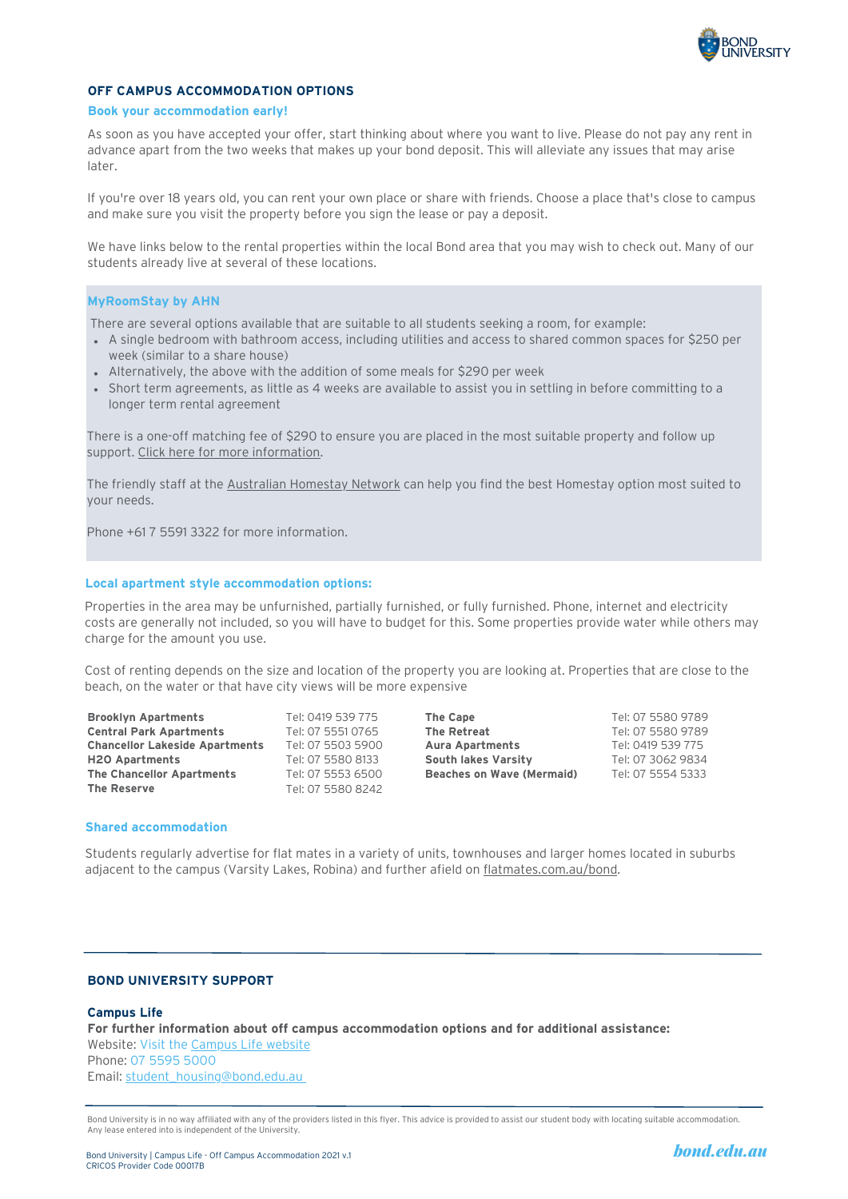## OFF CAMPUS ACCOMMODATION OPTIONS

### Book your accommodation early!

As soon as you have accepted your offer, start thinking about where you want to live. Please do not pay any rent in advance apart from the two weeks that makes up your bond deposit. This will alleviate any issues that may arise later.

If you're over 18 years old, you can rent your own place or share with friends. Choose a place that's close to campus and make sure you visit the property before you sign the lease or pay a deposit.

We have links below to the rental properties within the local Bond area that you may wish to check out. Many of our students already live at several of these locations.

### MyRoomStay by AHN

There are several options available that are suitable to all students seeking a room, for example:

- A single bedroom with bathroom access, including utilities and access to shared common spaces for $250 per week (similar to a share house)
- Alternatively, the above with the addition of some meals for $290 per week
- Short term agreements, as little as 4 weeks are available to assist you in settling in before committing to a longer term rental agreement

There is a one-off matching fee of $290 to ensure you are placed in the most suitable property and follow up support. Click here for more information.

The friendly staff at the Australian Homestay Network can help you find the best Homestay option most suited to your needs.

Phone +61 7 5591 3322 for more information.

### Local apartment style accommodation options:

Properties in the area may be unfurnished, partially furnished, or fully furnished. Phone, internet and electricity costs are generally not included, so you will have to budget for this. Some properties provide water while others may charge for the amount you use.

Cost of renting depends on the size and location of the property you are looking at. Properties that are close to the beach, on the water or that have city views will be more expensive

| | |
|---|---|
| **Brooklyn Apartments** | Tel: 0419 539 775 |
| **Central Park Apartments** | Tel: 07 5551 0765 |
| **Chancellor Lakeside Apartments** | Tel: 07 5503 5900 |
| **H2O Apartments** | Tel: 07 5580 8133 |
| **The Chancellor Apartments** | Tel: 07 5553 6500 |
| **The Reserve** | Tel: 07 5580 8242 |
| **The Cape** | Tel: 07 5580 9789 |
| **The Retreat** | Tel: 07 5580 9789 |
| **Aura Apartments** | Tel: 0419 539 775 |
| **South lakes Varsity** | Tel: 07 3062 9834 |
| **Beaches on Wave (Mermaid)** | Tel: 07 5554 5333 |

### Shared accommodation

Students regularly advertise for flat mates in a variety of units, townhouses and larger homes located in suburbs adjacent to the campus (Varsity Lakes, Robina) and further afield on flatmates.com.au/bond.

## BOND UNIVERSITY SUPPORT

**Campus Life**

**For further information about off campus accommodation options and for additional assistance:**

Website: Visit the Campus Life website

Phone: 07 5595 5000

Email: student_housing@bond.edu.au

Bond University is in no way affiliated with any of the providers listed in this flyer. This advice is provided to assist our student body with locating suitable accommodation. Any lease entered into is independent of the University.